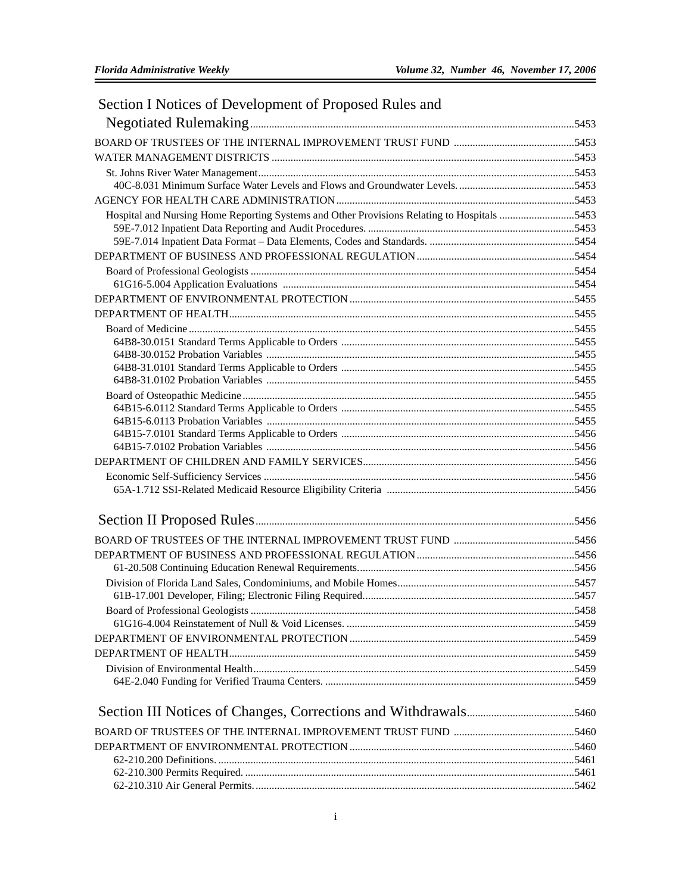# Section I Notices of Development of Proposed Rules and Negotiated Rulemaking ....... 5453

BOARD OF TRUSTEES OF THE INTERNAL IMPROVEMENT TRUST FUND ....... 5453

WATER MANAGEMENT DISTRICTS ....... 5453

- St. Johns River Water Management ....... 5453
  - 40C-8.031 Minimum Surface Water Levels and Flows and Groundwater Levels. ....... 5453

AGENCY FOR HEALTH CARE ADMINISTRATION ....... 5453

- Hospital and Nursing Home Reporting Systems and Other Provisions Relating to Hospitals ....... 5453
  - 59E-7.012 Inpatient Data Reporting and Audit Procedures. ....... 5453
  - 59E-7.014 Inpatient Data Format – Data Elements, Codes and Standards. ....... 5454

DEPARTMENT OF BUSINESS AND PROFESSIONAL REGULATION ....... 5454

- Board of Professional Geologists ....... 5454
  - 61G16-5.004 Application Evaluations ....... 5454

DEPARTMENT OF ENVIRONMENTAL PROTECTION ....... 5455

DEPARTMENT OF HEALTH ....... 5455

- Board of Medicine ....... 5455
  - 64B8-30.0151 Standard Terms Applicable to Orders ....... 5455
  - 64B8-30.0152 Probation Variables ....... 5455
  - 64B8-31.0101 Standard Terms Applicable to Orders ....... 5455
  - 64B8-31.0102 Probation Variables ....... 5455
- Board of Osteopathic Medicine ....... 5455
  - 64B15-6.0112 Standard Terms Applicable to Orders ....... 5455
  - 64B15-6.0113 Probation Variables ....... 5455
  - 64B15-7.0101 Standard Terms Applicable to Orders ....... 5456
  - 64B15-7.0102 Probation Variables ....... 5456

DEPARTMENT OF CHILDREN AND FAMILY SERVICES ....... 5456

- Economic Self-Sufficiency Services ....... 5456
  - 65A-1.712 SSI-Related Medicaid Resource Eligibility Criteria ....... 5456

# Section II Proposed Rules ....... 5456

BOARD OF TRUSTEES OF THE INTERNAL IMPROVEMENT TRUST FUND ....... 5456

DEPARTMENT OF BUSINESS AND PROFESSIONAL REGULATION ....... 5456

- 61-20.508 Continuing Education Renewal Requirements. ....... 5456
- Division of Florida Land Sales, Condominiums, and Mobile Homes ....... 5457
  - 61B-17.001 Developer, Filing; Electronic Filing Required. ....... 5457
- Board of Professional Geologists ....... 5458
  - 61G16-4.004 Reinstatement of Null & Void Licenses. ....... 5459

DEPARTMENT OF ENVIRONMENTAL PROTECTION ....... 5459

DEPARTMENT OF HEALTH ....... 5459

- Division of Environmental Health ....... 5459
  - 64E-2.040 Funding for Verified Trauma Centers. ....... 5459

# Section III Notices of Changes, Corrections and Withdrawals ....... 5460

BOARD OF TRUSTEES OF THE INTERNAL IMPROVEMENT TRUST FUND ....... 5460

DEPARTMENT OF ENVIRONMENTAL PROTECTION ....... 5460

- 62-210.200 Definitions. ....... 5461
- 62-210.300 Permits Required. ....... 5461
- 62-210.310 Air General Permits. ....... 5462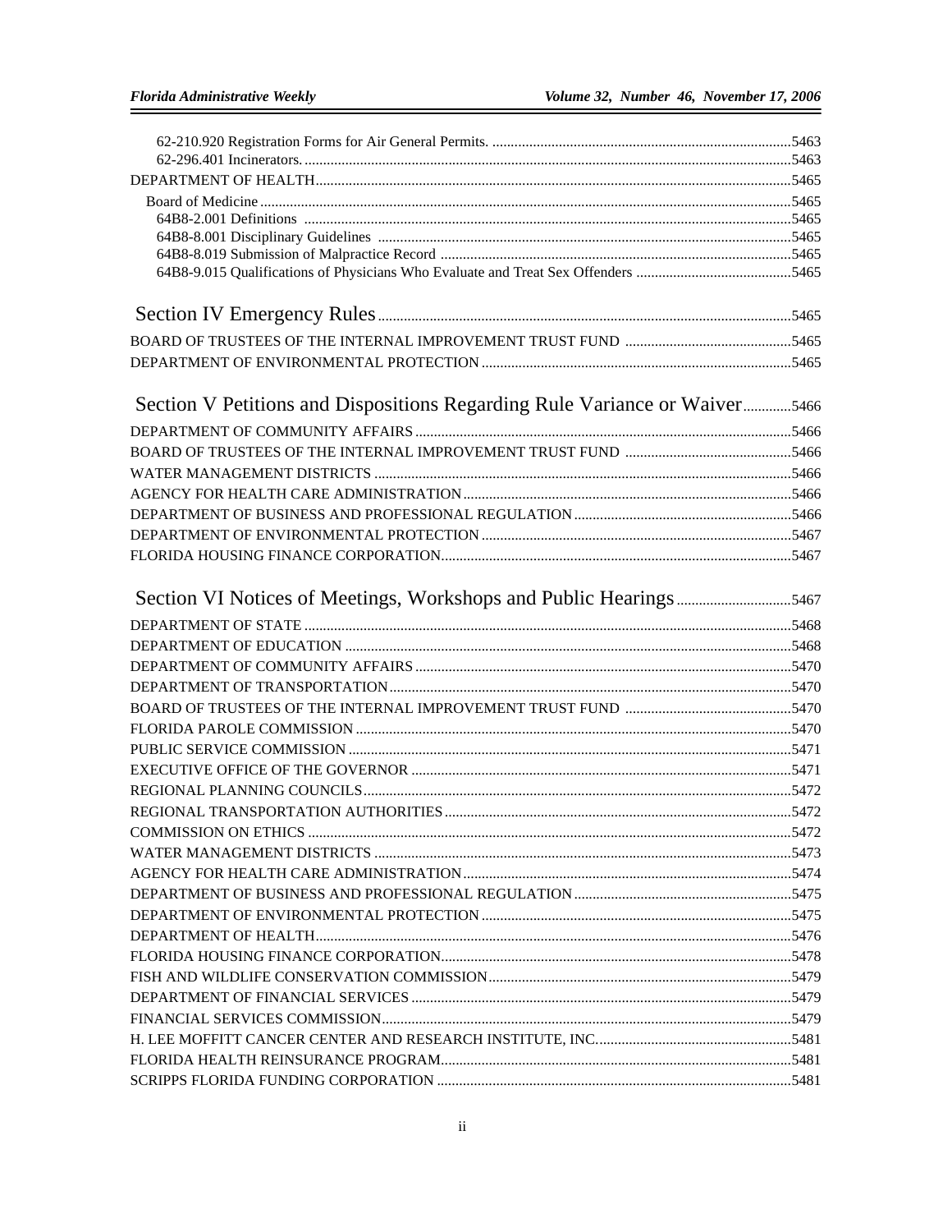62-210.920 Registration Forms for Air General Permits. ....5463
62-296.401 Incinerators. ....5463

DEPARTMENT OF HEALTH....5465

Board of Medicine ....5465
64B8-2.001 Definitions ....5465
64B8-8.001 Disciplinary Guidelines ....5465
64B8-8.019 Submission of Malpractice Record ....5465
64B8-9.015 Qualifications of Physicians Who Evaluate and Treat Sex Offenders ....5465

## Section IV Emergency Rules....5465

BOARD OF TRUSTEES OF THE INTERNAL IMPROVEMENT TRUST FUND ....5465
DEPARTMENT OF ENVIRONMENTAL PROTECTION ....5465

## Section V Petitions and Dispositions Regarding Rule Variance or Waiver....5466

DEPARTMENT OF COMMUNITY AFFAIRS ....5466
BOARD OF TRUSTEES OF THE INTERNAL IMPROVEMENT TRUST FUND ....5466
WATER MANAGEMENT DISTRICTS ....5466
AGENCY FOR HEALTH CARE ADMINISTRATION....5466
DEPARTMENT OF BUSINESS AND PROFESSIONAL REGULATION....5466
DEPARTMENT OF ENVIRONMENTAL PROTECTION ....5467
FLORIDA HOUSING FINANCE CORPORATION....5467

## Section VI Notices of Meetings, Workshops and Public Hearings....5467

DEPARTMENT OF STATE ....5468
DEPARTMENT OF EDUCATION ....5468
DEPARTMENT OF COMMUNITY AFFAIRS ....5470
DEPARTMENT OF TRANSPORTATION....5470
BOARD OF TRUSTEES OF THE INTERNAL IMPROVEMENT TRUST FUND ....5470
FLORIDA PAROLE COMMISSION ....5470
PUBLIC SERVICE COMMISSION ....5471
EXECUTIVE OFFICE OF THE GOVERNOR ....5471
REGIONAL PLANNING COUNCILS....5472
REGIONAL TRANSPORTATION AUTHORITIES ....5472
COMMISSION ON ETHICS ....5472
WATER MANAGEMENT DISTRICTS ....5473
AGENCY FOR HEALTH CARE ADMINISTRATION....5474
DEPARTMENT OF BUSINESS AND PROFESSIONAL REGULATION....5475
DEPARTMENT OF ENVIRONMENTAL PROTECTION ....5475
DEPARTMENT OF HEALTH....5476
FLORIDA HOUSING FINANCE CORPORATION....5478
FISH AND WILDLIFE CONSERVATION COMMISSION....5479
DEPARTMENT OF FINANCIAL SERVICES ....5479
FINANCIAL SERVICES COMMISSION....5479
H. LEE MOFFITT CANCER CENTER AND RESEARCH INSTITUTE, INC.....5481
FLORIDA HEALTH REINSURANCE PROGRAM....5481
SCRIPPS FLORIDA FUNDING CORPORATION ....5481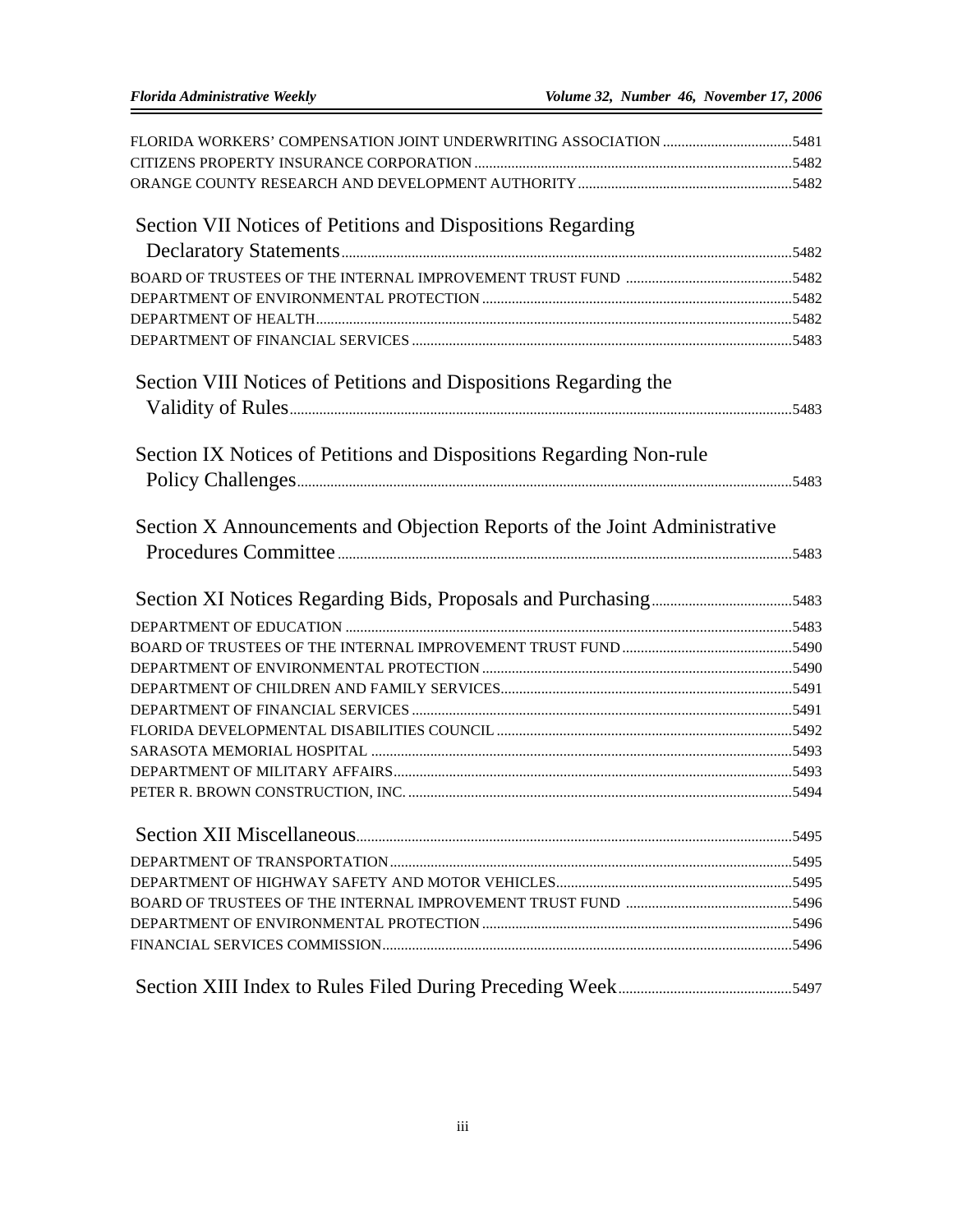FLORIDA WORKERS' COMPENSATION JOINT UNDERWRITING ASSOCIATION ....................................5481
CITIZENS PROPERTY INSURANCE CORPORATION ......................................................................................5482
ORANGE COUNTY RESEARCH AND DEVELOPMENT AUTHORITY ..........................................................5482

## Section VII Notices of Petitions and Dispositions Regarding Declaratory Statements..........................................................................................................................5482

BOARD OF TRUSTEES OF THE INTERNAL IMPROVEMENT TRUST FUND .............................................5482
DEPARTMENT OF ENVIRONMENTAL PROTECTION ....................................................................................5482
DEPARTMENT OF HEALTH.................................................................................................................................5482
DEPARTMENT OF FINANCIAL SERVICES .......................................................................................................5483

## Section VIII Notices of Petitions and Dispositions Regarding the Validity of Rules........................................................................................................................................5483

## Section IX Notices of Petitions and Dispositions Regarding Non-rule Policy Challenges.....................................................................................................................................5483

## Section X Announcements and Objection Reports of the Joint Administrative Procedures Committee ..........................................................................................................................5483

## Section XI Notices Regarding Bids, Proposals and Purchasing......................................5483

DEPARTMENT OF EDUCATION .........................................................................................................................5483
BOARD OF TRUSTEES OF THE INTERNAL IMPROVEMENT TRUST FUND..............................................5490
DEPARTMENT OF ENVIRONMENTAL PROTECTION ....................................................................................5490
DEPARTMENT OF CHILDREN AND FAMILY SERVICES..............................................................................5491
DEPARTMENT OF FINANCIAL SERVICES .......................................................................................................5491
FLORIDA DEVELOPMENTAL DISABILITIES COUNCIL ................................................................................5492
SARASOTA MEMORIAL HOSPITAL ..................................................................................................................5493
DEPARTMENT OF MILITARY AFFAIRS...........................................................................................................5493
PETER R. BROWN CONSTRUCTION, INC. ........................................................................................................5494

## Section XII Miscellaneous.....................................................................................................................5495

DEPARTMENT OF TRANSPORTATION.............................................................................................................5495
DEPARTMENT OF HIGHWAY SAFETY AND MOTOR VEHICLES................................................................5495
BOARD OF TRUSTEES OF THE INTERNAL IMPROVEMENT TRUST FUND .............................................5496
DEPARTMENT OF ENVIRONMENTAL PROTECTION ....................................................................................5496
FINANCIAL SERVICES COMMISSION..............................................................................................................5496

## Section XIII Index to Rules Filed During Preceding Week...............................................5497